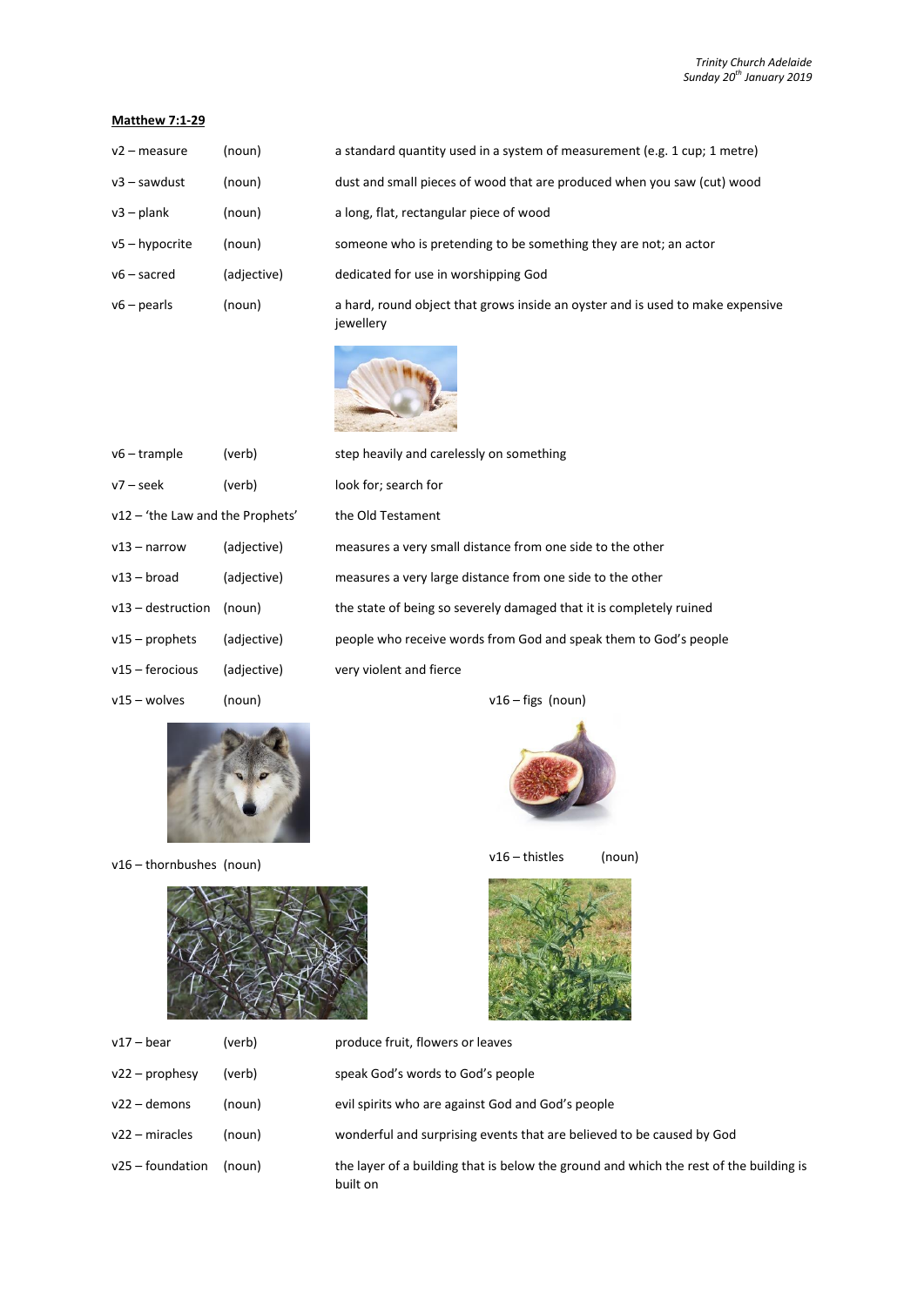*Trinity Church Adelaide*
*Sunday 20th January 2019*

**Matthew 7:1-29**

| | | |
|---|---|---|
| v2 – measure | (noun) | a standard quantity used in a system of measurement (e.g. 1 cup; 1 metre) |
| v3 – sawdust | (noun) | dust and small pieces of wood that are produced when you saw (cut) wood |
| v3 – plank | (noun) | a long, flat, rectangular piece of wood |
| v5 – hypocrite | (noun) | someone who is pretending to be something they are not; an actor |
| v6 – sacred | (adjective) | dedicated for use in worshipping God |
| v6 – pearls | (noun) | a hard, round object that grows inside an oyster and is used to make expensive jewellery |
| v6 – trample | (verb) | step heavily and carelessly on something |
| v7 – seek | (verb) | look for; search for |
| v12 – 'the Law and the Prophets' | | the Old Testament |
| v13 – narrow | (adjective) | measures a very small distance from one side to the other |
| v13 – broad | (adjective) | measures a very large distance from one side to the other |
| v13 – destruction | (noun) | the state of being so severely damaged that it is completely ruined |
| v15 – prophets | (adjective) | people who receive words from God and speak them to God's people |
| v15 – ferocious | (adjective) | very violent and fierce |
| v15 – wolves | (noun) | |

v16 – figs (noun)

v16 – thornbushes (noun)

v16 – thistles (noun)

| | | |
|---|---|---|
| v17 – bear | (verb) | produce fruit, flowers or leaves |
| v22 – prophesy | (verb) | speak God's words to God's people |
| v22 – demons | (noun) | evil spirits who are against God and God's people |
| v22 – miracles | (noun) | wonderful and surprising events that are believed to be caused by God |
| v25 – foundation | (noun) | the layer of a building that is below the ground and which the rest of the building is built on |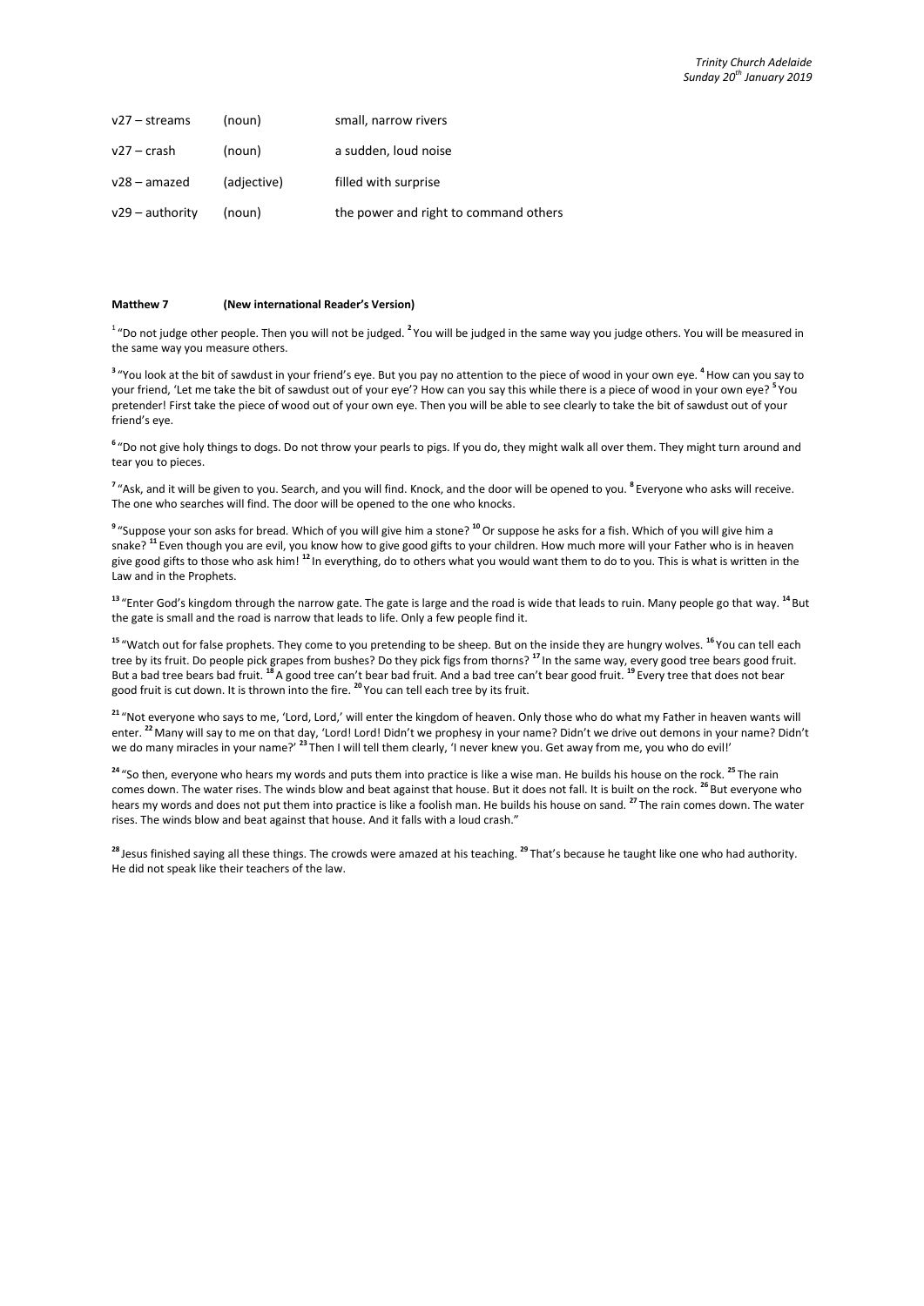| | | |
|---|---|---|
| v27 – streams | (noun) | small, narrow rivers |
| v27 – crash | (noun) | a sudden, loud noise |
| v28 – amazed | (adjective) | filled with surprise |
| v29 – authority | (noun) | the power and right to command others |

**Matthew 7 (New international Reader's Version)**

[1] "Do not judge other people. Then you will not be judged. [2] You will be judged in the same way you judge others. You will be measured in the same way you measure others.

[3] "You look at the bit of sawdust in your friend's eye. But you pay no attention to the piece of wood in your own eye. [4] How can you say to your friend, 'Let me take the bit of sawdust out of your eye'? How can you say this while there is a piece of wood in your own eye? [5] You pretender! First take the piece of wood out of your own eye. Then you will be able to see clearly to take the bit of sawdust out of your friend's eye.

[6] "Do not give holy things to dogs. Do not throw your pearls to pigs. If you do, they might walk all over them. They might turn around and tear you to pieces.

[7] "Ask, and it will be given to you. Search, and you will find. Knock, and the door will be opened to you. [8] Everyone who asks will receive. The one who searches will find. The door will be opened to the one who knocks.

[9] "Suppose your son asks for bread. Which of you will give him a stone? [10] Or suppose he asks for a fish. Which of you will give him a snake? [11] Even though you are evil, you know how to give good gifts to your children. How much more will your Father who is in heaven give good gifts to those who ask him! [12] In everything, do to others what you would want them to do to you. This is what is written in the Law and in the Prophets.

[13] "Enter God's kingdom through the narrow gate. The gate is large and the road is wide that leads to ruin. Many people go that way. [14] But the gate is small and the road is narrow that leads to life. Only a few people find it.

[15] "Watch out for false prophets. They come to you pretending to be sheep. But on the inside they are hungry wolves. [16] You can tell each tree by its fruit. Do people pick grapes from bushes? Do they pick figs from thorns? [17] In the same way, every good tree bears good fruit. But a bad tree bears bad fruit. [18] A good tree can't bear bad fruit. And a bad tree can't bear good fruit. [19] Every tree that does not bear good fruit is cut down. It is thrown into the fire. [20] You can tell each tree by its fruit.

[21] "Not everyone who says to me, 'Lord, Lord,' will enter the kingdom of heaven. Only those who do what my Father in heaven wants will enter. [22] Many will say to me on that day, 'Lord! Lord! Didn't we prophesy in your name? Didn't we drive out demons in your name? Didn't we do many miracles in your name?' [23] Then I will tell them clearly, 'I never knew you. Get away from me, you who do evil!'

[24] "So then, everyone who hears my words and puts them into practice is like a wise man. He builds his house on the rock. [25] The rain comes down. The water rises. The winds blow and beat against that house. But it does not fall. It is built on the rock. [26] But everyone who hears my words and does not put them into practice is like a foolish man. He builds his house on sand. [27] The rain comes down. The water rises. The winds blow and beat against that house. And it falls with a loud crash."

[28] Jesus finished saying all these things. The crowds were amazed at his teaching. [29] That's because he taught like one who had authority. He did not speak like their teachers of the law.